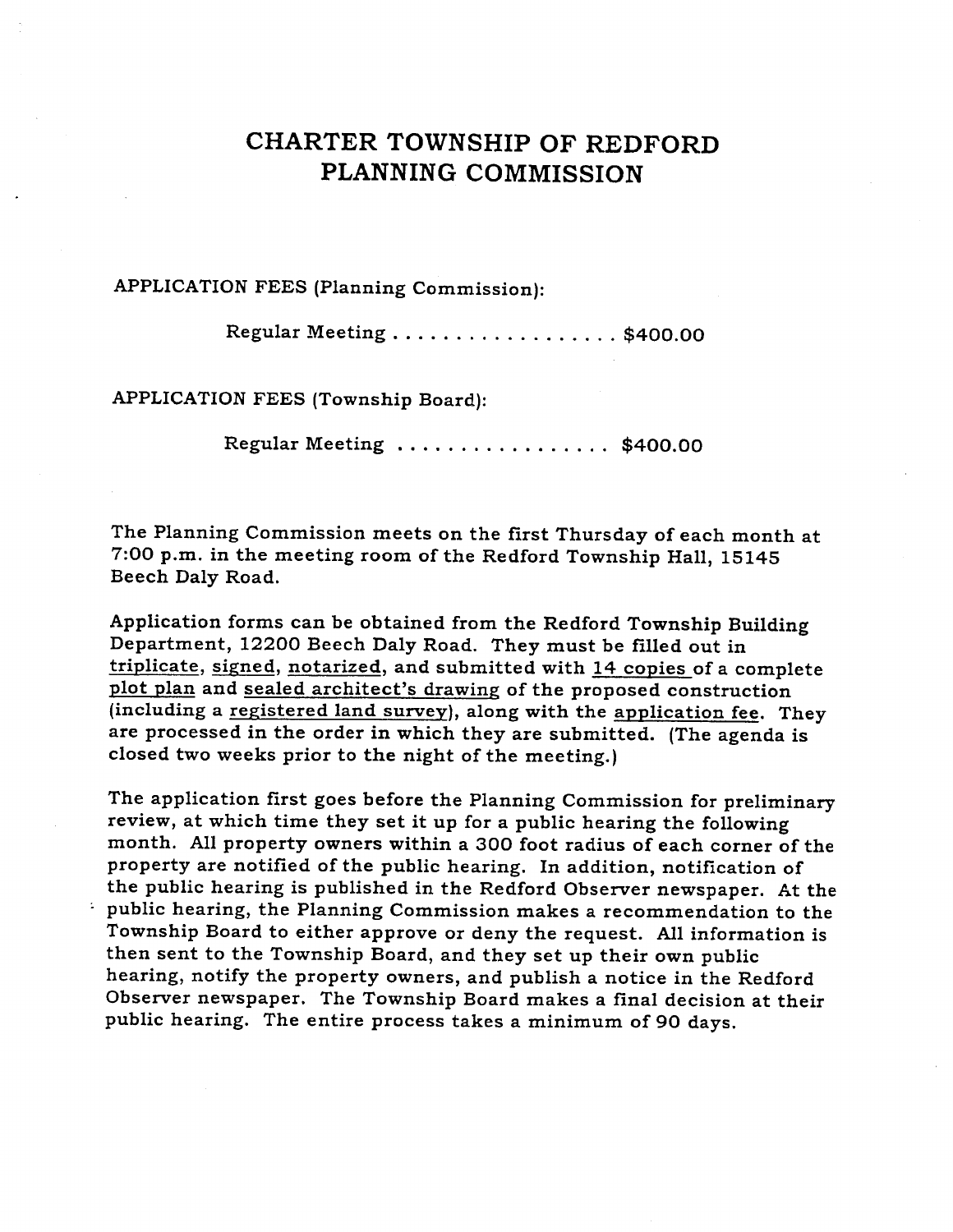# CHARTER TOWNSHIP OF REDFORD
# PLANNING COMMISSION

APPLICATION FEES (Planning Commission):

Regular Meeting . . . . . . . . . . . . . . . . . . $400.00

APPLICATION FEES (Township Board):

Regular Meeting . . . . . . . . . . . . . . . . . $400.00

The Planning Commission meets on the first Thursday of each month at 7:00 p.m. in the meeting room of the Redford Township Hall, 15145 Beech Daly Road.

Application forms can be obtained from the Redford Township Building Department, 12200 Beech Daly Road. They must be filled out in <u>triplicate</u>, <u>signed</u>, <u>notarized</u>, and submitted with <u>14 copies</u> of a complete <u>plot plan</u> and <u>sealed architect's drawing</u> of the proposed construction (including a <u>registered land survey</u>), along with the <u>application fee</u>. They are processed in the order in which they are submitted. (The agenda is closed two weeks prior to the night of the meeting.)

The application first goes before the Planning Commission for preliminary review, at which time they set it up for a public hearing the following month. All property owners within a 300 foot radius of each corner of the property are notified of the public hearing. In addition, notification of the public hearing is published in the Redford Observer newspaper. At the public hearing, the Planning Commission makes a recommendation to the Township Board to either approve or deny the request. All information is then sent to the Township Board, and they set up their own public hearing, notify the property owners, and publish a notice in the Redford Observer newspaper. The Township Board makes a final decision at their public hearing. The entire process takes a minimum of 90 days.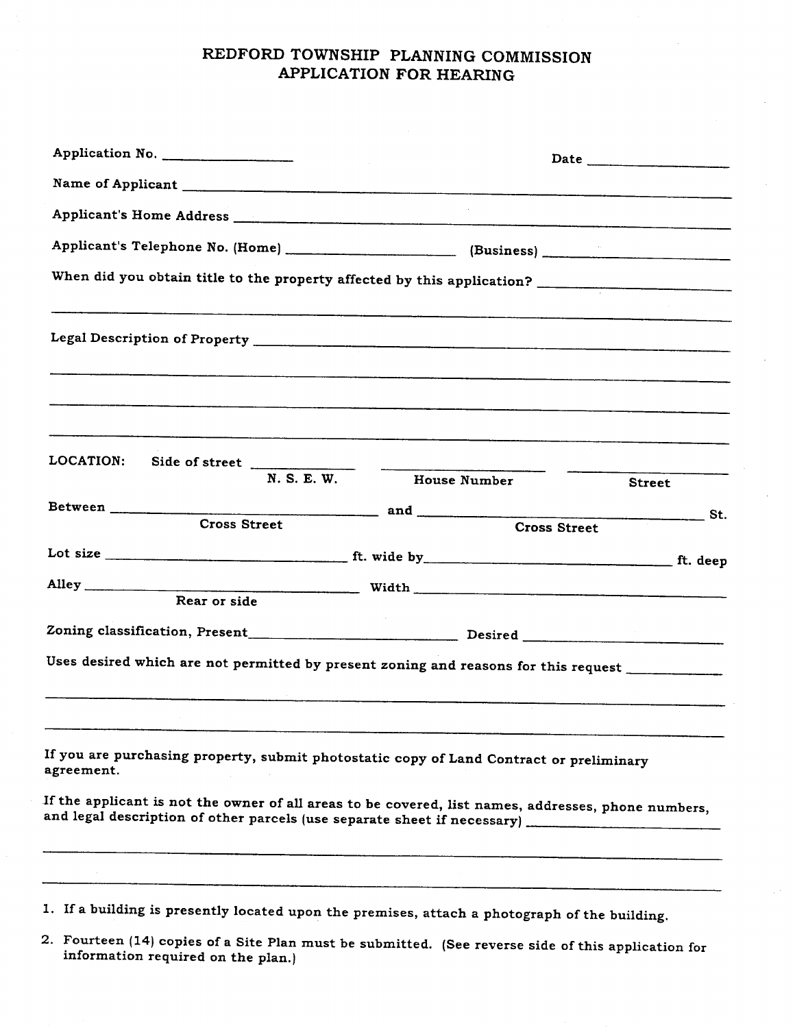# REDFORD TOWNSHIP PLANNING COMMISSION
## APPLICATION FOR HEARING

Application No. ________________ Date ________________

Name of Applicant ________________________________________________

Applicant's Home Address ________________________________________________

Applicant's Telephone No. (Home) ____________________ (Business) ____________________

When did you obtain title to the property affected by this application? ________________

________________________________________________________________

Legal Description of Property ________________________________________________

________________________________________________________________

________________________________________________________________

________________________________________________________________

LOCATION: Side of street ____________ ________________ ________________
N. S. E. W. House Number Street

Between ________________________ and ________________________ St.
Cross Street Cross Street

Lot size ____________________ ft. wide by ____________________ ft. deep

Alley ____________________ Width ____________________
Rear or side

Zoning classification, Present ____________________ Desired ____________________

Uses desired which are not permitted by present zoning and reasons for this request ____________

________________________________________________________________

________________________________________________________________

If you are purchasing property, submit photostatic copy of Land Contract or preliminary agreement.

If the applicant is not the owner of all areas to be covered, list names, addresses, phone numbers, and legal description of other parcels (use separate sheet if necessary) ____________________

________________________________________________________________

________________________________________________________________

1. If a building is presently located upon the premises, attach a photograph of the building.
2. Fourteen (14) copies of a Site Plan must be submitted. (See reverse side of this application for information required on the plan.)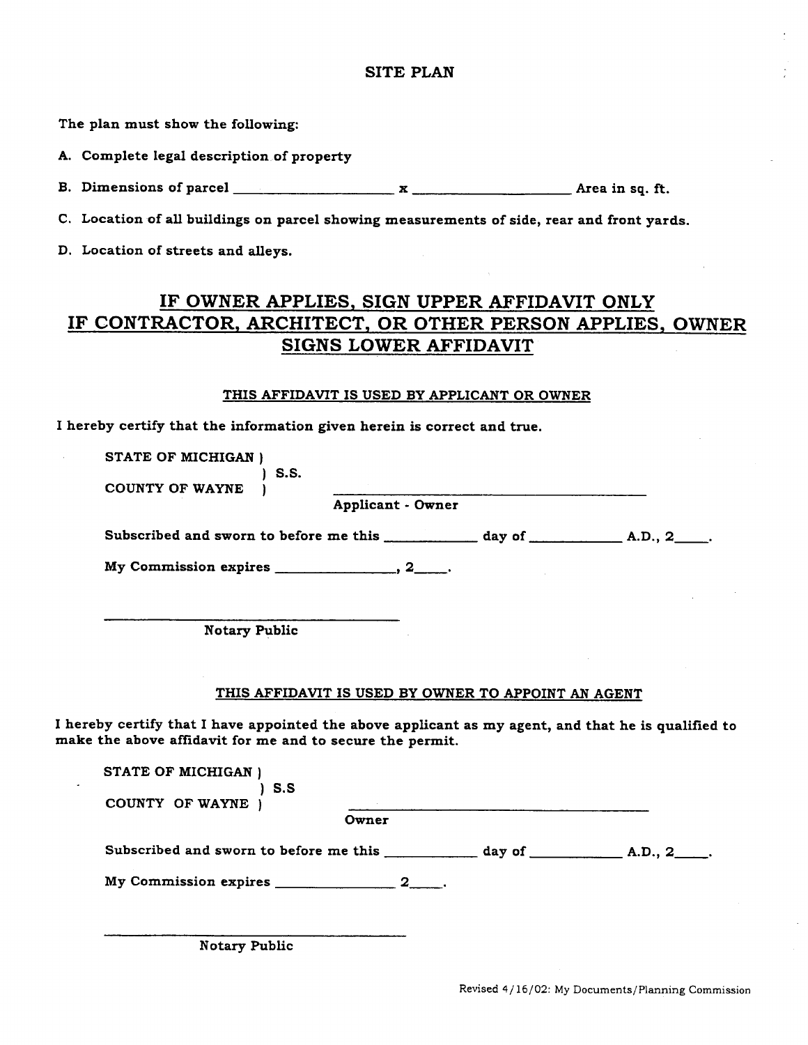## SITE PLAN

The plan must show the following:

A. Complete legal description of property

B. Dimensions of parcel ____________________ x ____________________ Area in sq. ft.

C. Location of all buildings on parcel showing measurements of side, rear and front yards.

D. Location of streets and alleys.

## <u>IF OWNER APPLIES, SIGN UPPER AFFIDAVIT ONLY</u>
## <u>IF CONTRACTOR, ARCHITECT, OR OTHER PERSON APPLIES, OWNER SIGNS LOWER AFFIDAVIT</u>

### <u>THIS AFFIDAVIT IS USED BY APPLICANT OR OWNER</u>

I hereby certify that the information given herein is correct and true.

STATE OF MICHIGAN )
) S.S.
COUNTY OF WAYNE )

________________________________________
Applicant - Owner

Subscribed and sworn to before me this ____________ day of ____________ A.D., 2____.

My Commission expires _______________, 2____.

________________________________________
Notary Public

### <u>THIS AFFIDAVIT IS USED BY OWNER TO APPOINT AN AGENT</u>

I hereby certify that I have appointed the above applicant as my agent, and that he is qualified to make the above affidavit for me and to secure the permit.

STATE OF MICHIGAN )
) S.S
COUNTY OF WAYNE )

________________________________________
Owner

Subscribed and sworn to before me this ____________ day of ____________ A.D., 2____.

My Commission expires _______________ 2____.

________________________________________
Notary Public

Revised 4/16/02: My Documents/Planning Commission